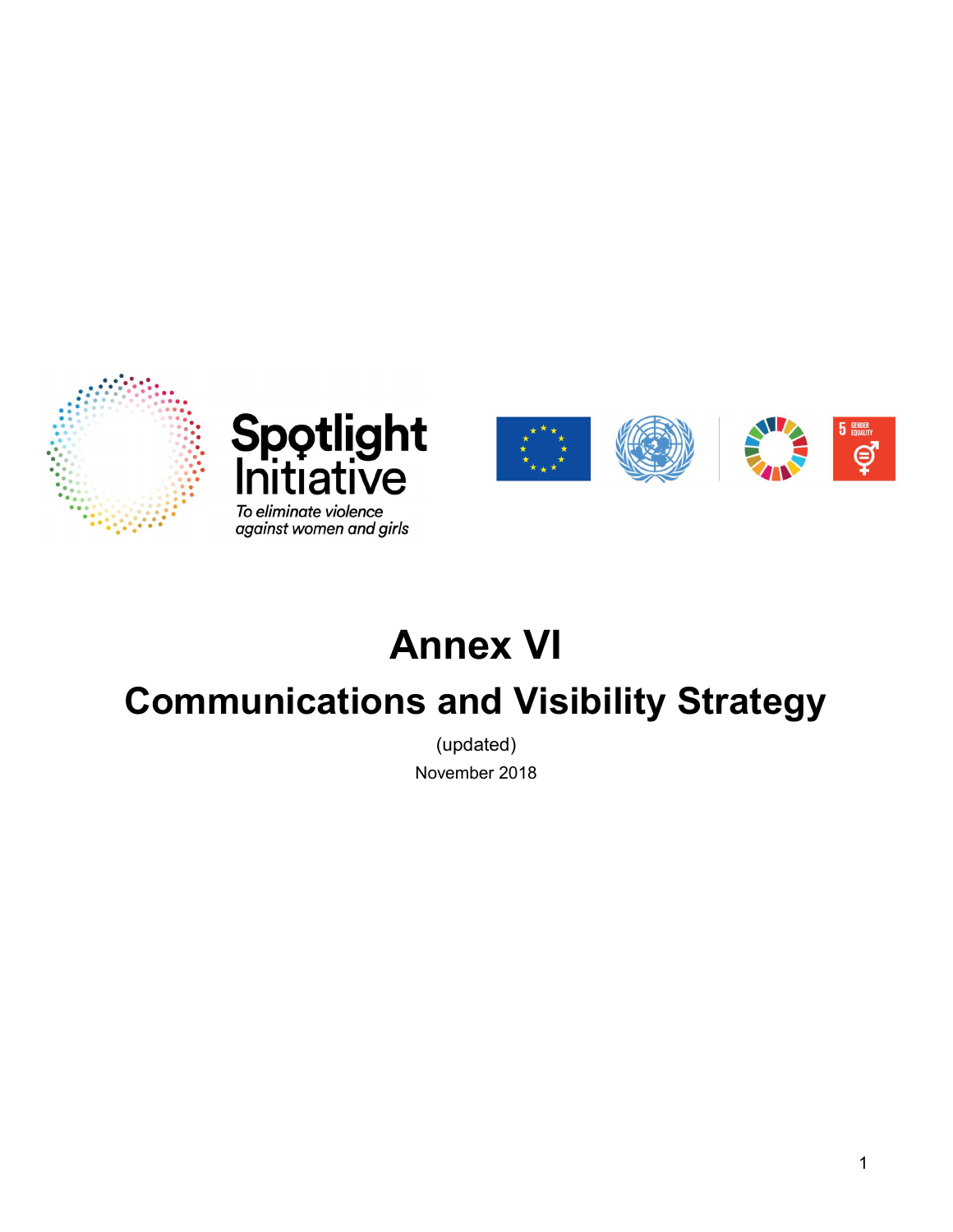Spotlight Initiative

*To eliminate violence against women and girls*

# Annex VI

## Communications and Visibility Strategy

(updated)

November 2018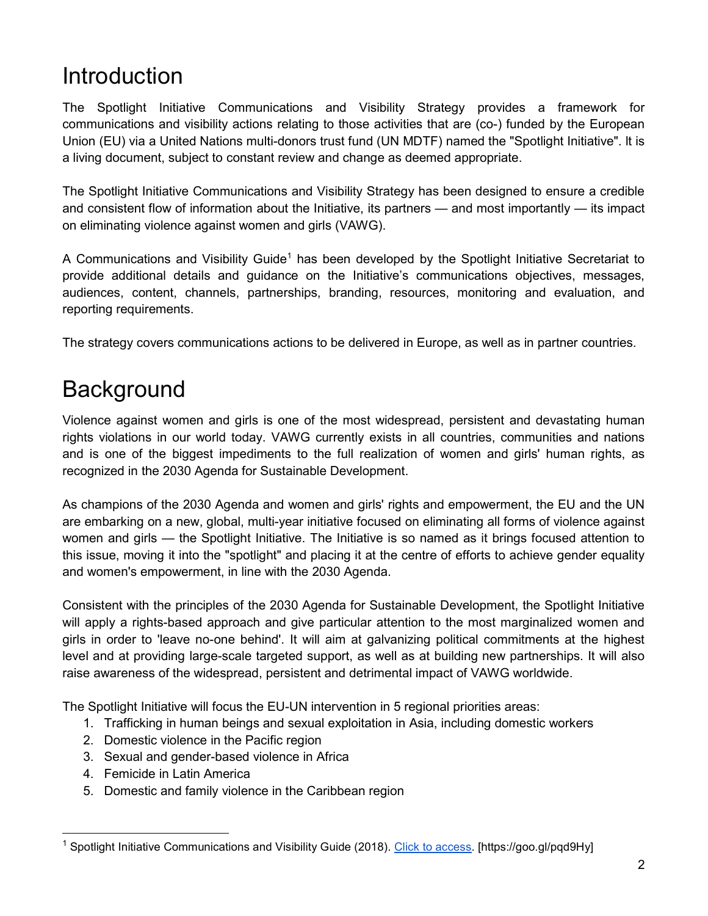# Introduction

The Spotlight Initiative Communications and Visibility Strategy provides a framework for communications and visibility actions relating to those activities that are (co-) funded by the European Union (EU) via a United Nations multi-donors trust fund (UN MDTF) named the "Spotlight Initiative". It is a living document, subject to constant review and change as deemed appropriate.

The Spotlight Initiative Communications and Visibility Strategy has been designed to ensure a credible and consistent flow of information about the Initiative, its partners — and most importantly — its impact on eliminating violence against women and girls (VAWG).

A Communications and Visibility Guide[1] has been developed by the Spotlight Initiative Secretariat to provide additional details and guidance on the Initiative's communications objectives, messages, audiences, content, channels, partnerships, branding, resources, monitoring and evaluation, and reporting requirements.

The strategy covers communications actions to be delivered in Europe, as well as in partner countries.

# Background

Violence against women and girls is one of the most widespread, persistent and devastating human rights violations in our world today. VAWG currently exists in all countries, communities and nations and is one of the biggest impediments to the full realization of women and girls' human rights, as recognized in the 2030 Agenda for Sustainable Development.

As champions of the 2030 Agenda and women and girls' rights and empowerment, the EU and the UN are embarking on a new, global, multi-year initiative focused on eliminating all forms of violence against women and girls — the Spotlight Initiative. The Initiative is so named as it brings focused attention to this issue, moving it into the "spotlight" and placing it at the centre of efforts to achieve gender equality and women's empowerment, in line with the 2030 Agenda.

Consistent with the principles of the 2030 Agenda for Sustainable Development, the Spotlight Initiative will apply a rights-based approach and give particular attention to the most marginalized women and girls in order to 'leave no-one behind'. It will aim at galvanizing political commitments at the highest level and at providing large-scale targeted support, as well as at building new partnerships. It will also raise awareness of the widespread, persistent and detrimental impact of VAWG worldwide.

The Spotlight Initiative will focus the EU-UN intervention in 5 regional priorities areas:

1. Trafficking in human beings and sexual exploitation in Asia, including domestic workers
2. Domestic violence in the Pacific region
3. Sexual and gender-based violence in Africa
4. Femicide in Latin America
5. Domestic and family violence in the Caribbean region

---

[1] Spotlight Initiative Communications and Visibility Guide (2018). Click to access. [https://goo.gl/pqd9Hy]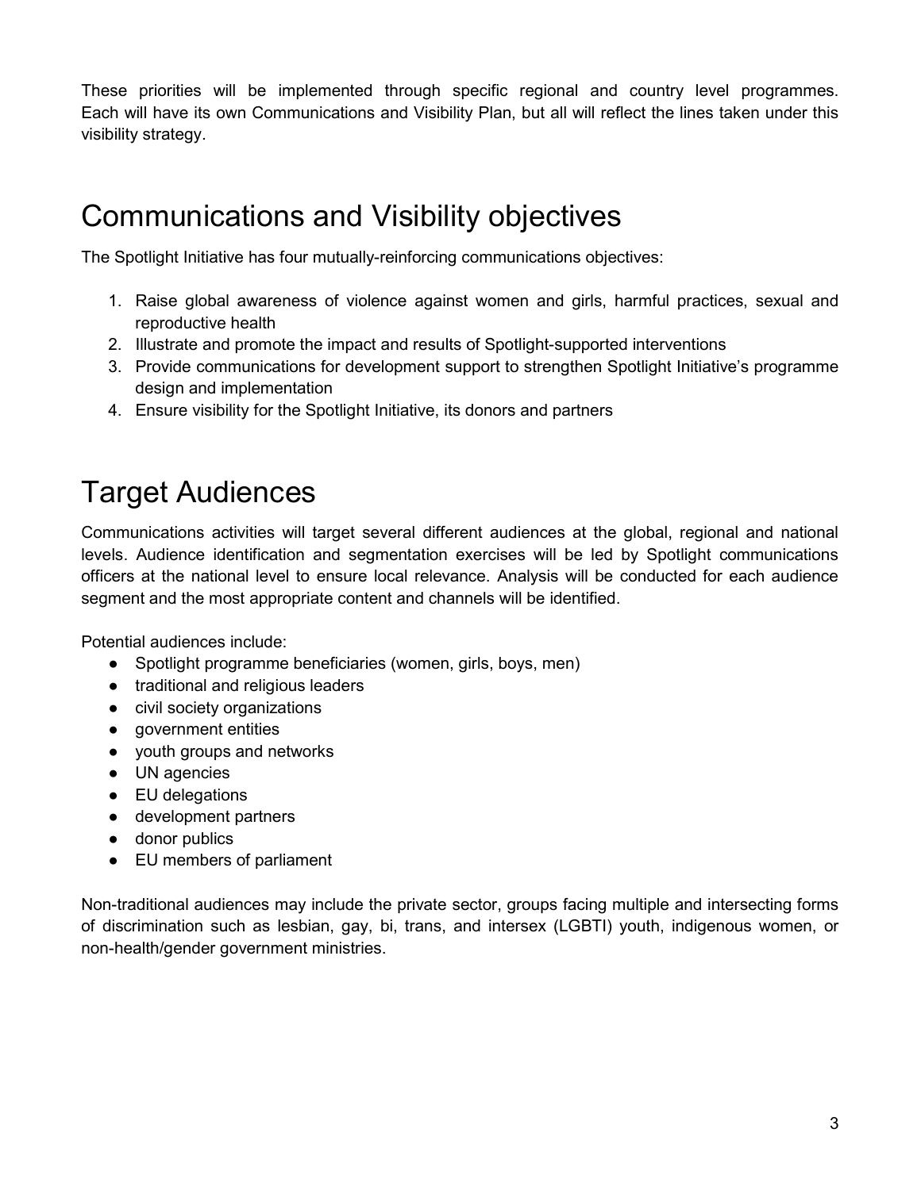These priorities will be implemented through specific regional and country level programmes. Each will have its own Communications and Visibility Plan, but all will reflect the lines taken under this visibility strategy.

# Communications and Visibility objectives

The Spotlight Initiative has four mutually-reinforcing communications objectives:

1. Raise global awareness of violence against women and girls, harmful practices, sexual and reproductive health
2. Illustrate and promote the impact and results of Spotlight-supported interventions
3. Provide communications for development support to strengthen Spotlight Initiative's programme design and implementation
4. Ensure visibility for the Spotlight Initiative, its donors and partners

# Target Audiences

Communications activities will target several different audiences at the global, regional and national levels. Audience identification and segmentation exercises will be led by Spotlight communications officers at the national level to ensure local relevance. Analysis will be conducted for each audience segment and the most appropriate content and channels will be identified.

Potential audiences include:

- Spotlight programme beneficiaries (women, girls, boys, men)
- traditional and religious leaders
- civil society organizations
- government entities
- youth groups and networks
- UN agencies
- EU delegations
- development partners
- donor publics
- EU members of parliament

Non-traditional audiences may include the private sector, groups facing multiple and intersecting forms of discrimination such as lesbian, gay, bi, trans, and intersex (LGBTI) youth, indigenous women, or non-health/gender government ministries.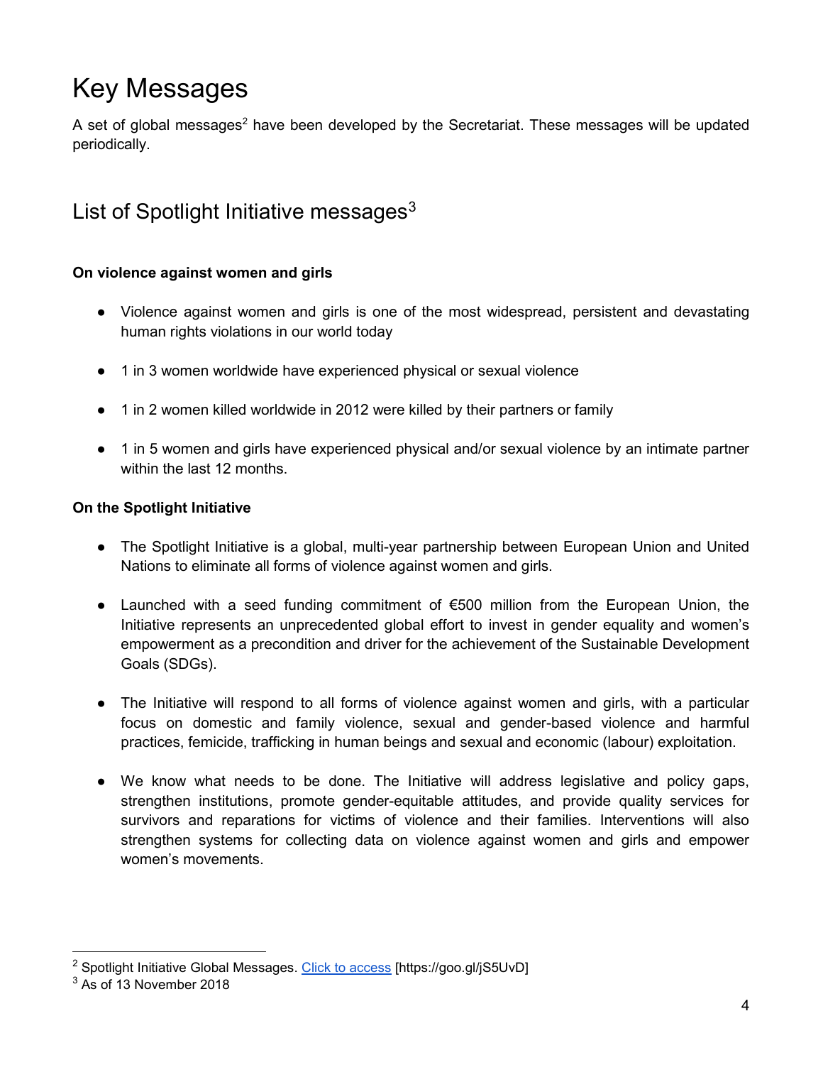# Key Messages

A set of global messages[2] have been developed by the Secretariat. These messages will be updated periodically.

## List of Spotlight Initiative messages[3]

**On violence against women and girls**

- Violence against women and girls is one of the most widespread, persistent and devastating human rights violations in our world today
- 1 in 3 women worldwide have experienced physical or sexual violence
- 1 in 2 women killed worldwide in 2012 were killed by their partners or family
- 1 in 5 women and girls have experienced physical and/or sexual violence by an intimate partner within the last 12 months.

**On the Spotlight Initiative**

- The Spotlight Initiative is a global, multi-year partnership between European Union and United Nations to eliminate all forms of violence against women and girls.
- Launched with a seed funding commitment of €500 million from the European Union, the Initiative represents an unprecedented global effort to invest in gender equality and women's empowerment as a precondition and driver for the achievement of the Sustainable Development Goals (SDGs).
- The Initiative will respond to all forms of violence against women and girls, with a particular focus on domestic and family violence, sexual and gender-based violence and harmful practices, femicide, trafficking in human beings and sexual and economic (labour) exploitation.
- We know what needs to be done. The Initiative will address legislative and policy gaps, strengthen institutions, promote gender-equitable attitudes, and provide quality services for survivors and reparations for victims of violence and their families. Interventions will also strengthen systems for collecting data on violence against women and girls and empower women's movements.

---

[2] Spotlight Initiative Global Messages. Click to access [https://goo.gl/jS5UvD]

[3] As of 13 November 2018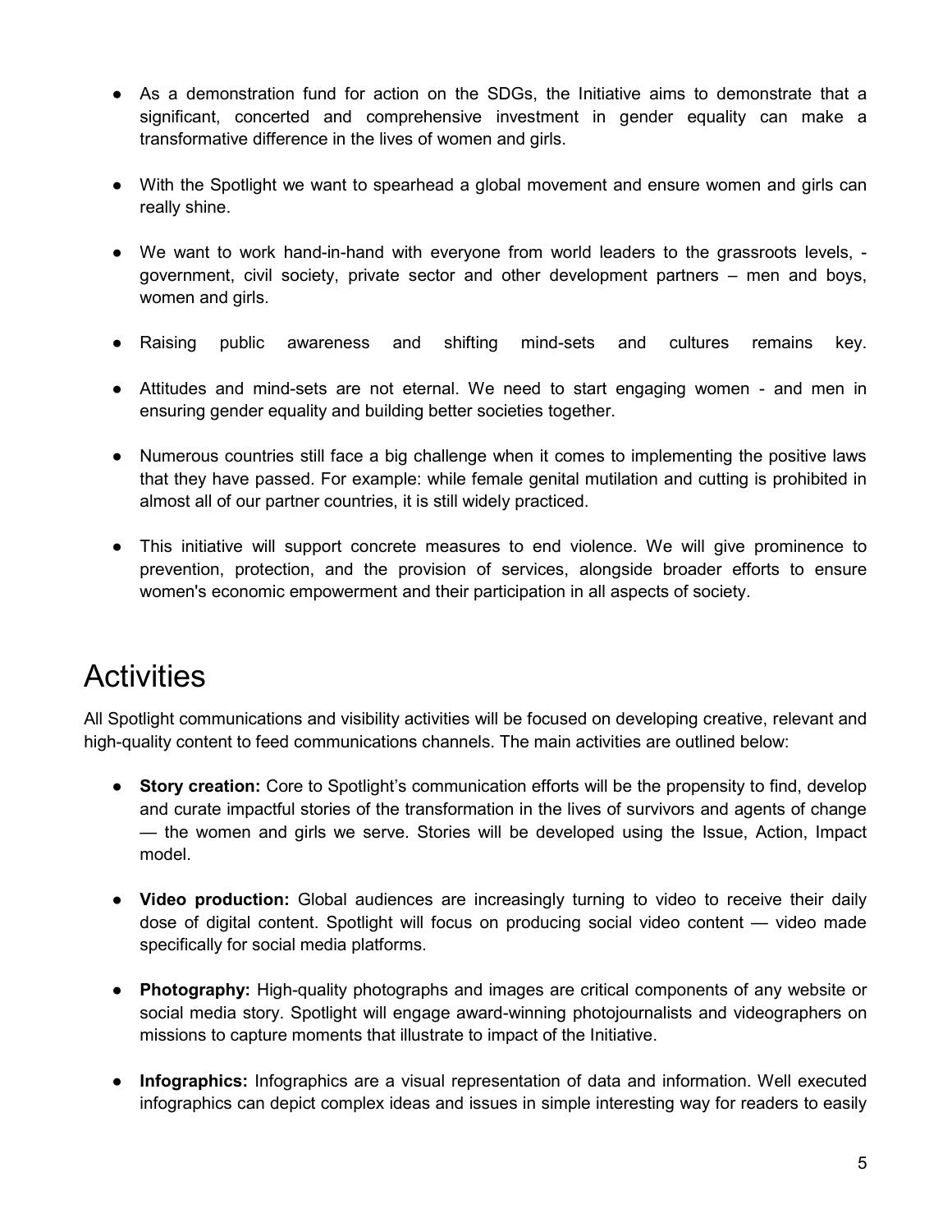- As a demonstration fund for action on the SDGs, the Initiative aims to demonstrate that a significant, concerted and comprehensive investment in gender equality can make a transformative difference in the lives of women and girls.
- With the Spotlight we want to spearhead a global movement and ensure women and girls can really shine.
- We want to work hand-in-hand with everyone from world leaders to the grassroots levels, - government, civil society, private sector and other development partners – men and boys, women and girls.
- Raising public awareness and shifting mind-sets and cultures remains key.
- Attitudes and mind-sets are not eternal. We need to start engaging women - and men in ensuring gender equality and building better societies together.
- Numerous countries still face a big challenge when it comes to implementing the positive laws that they have passed. For example: while female genital mutilation and cutting is prohibited in almost all of our partner countries, it is still widely practiced.
- This initiative will support concrete measures to end violence. We will give prominence to prevention, protection, and the provision of services, alongside broader efforts to ensure women's economic empowerment and their participation in all aspects of society.

# Activities

All Spotlight communications and visibility activities will be focused on developing creative, relevant and high-quality content to feed communications channels. The main activities are outlined below:

- **Story creation:** Core to Spotlight's communication efforts will be the propensity to find, develop and curate impactful stories of the transformation in the lives of survivors and agents of change — the women and girls we serve. Stories will be developed using the Issue, Action, Impact model.
- **Video production:** Global audiences are increasingly turning to video to receive their daily dose of digital content. Spotlight will focus on producing social video content — video made specifically for social media platforms.
- **Photography:** High-quality photographs and images are critical components of any website or social media story. Spotlight will engage award-winning photojournalists and videographers on missions to capture moments that illustrate to impact of the Initiative.
- **Infographics:** Infographics are a visual representation of data and information. Well executed infographics can depict complex ideas and issues in simple interesting way for readers to easily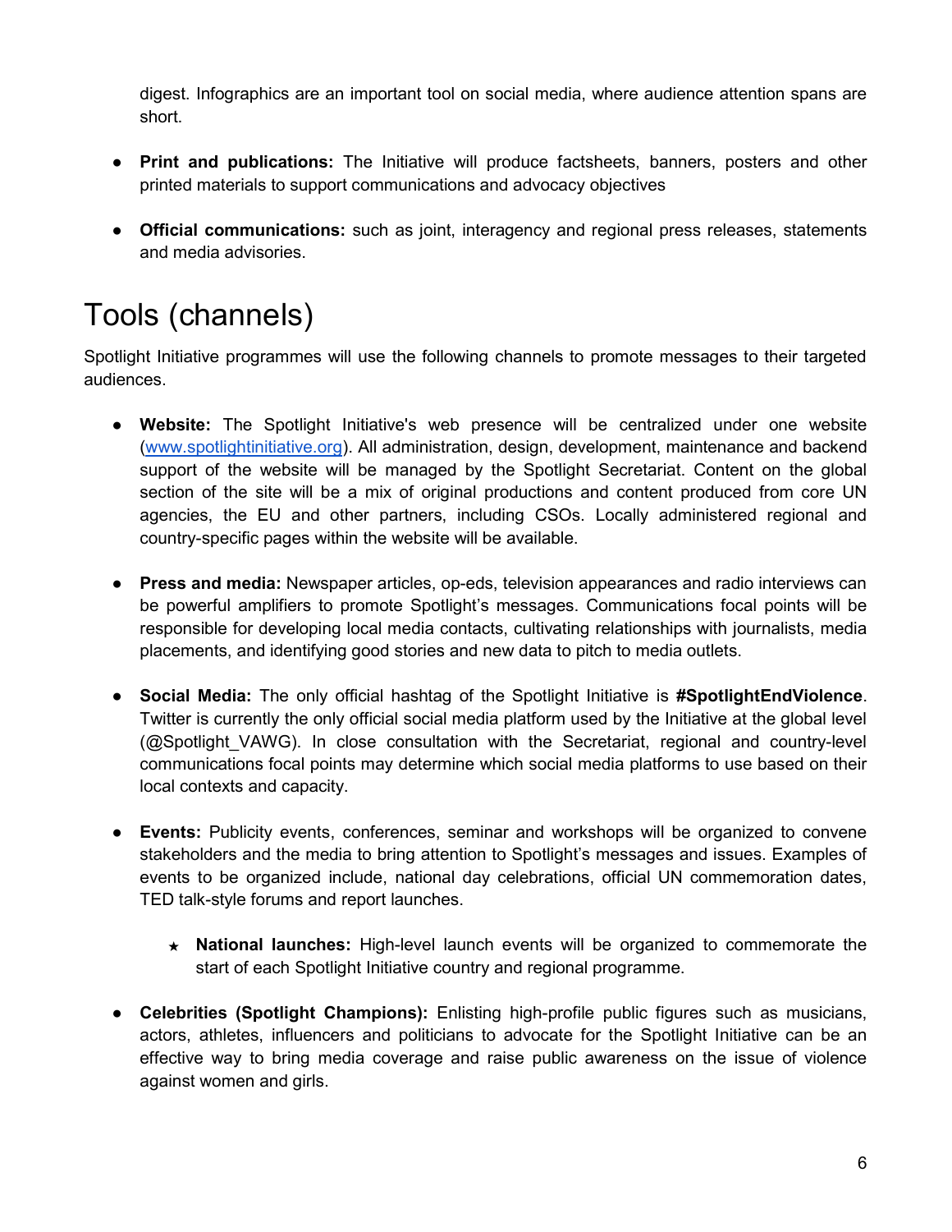digest. Infographics are an important tool on social media, where audience attention spans are short.

- **Print and publications:** The Initiative will produce factsheets, banners, posters and other printed materials to support communications and advocacy objectives

- **Official communications:** such as joint, interagency and regional press releases, statements and media advisories.

# Tools (channels)

Spotlight Initiative programmes will use the following channels to promote messages to their targeted audiences.

- **Website:** The Spotlight Initiative's web presence will be centralized under one website ([www.spotlightinitiative.org](www.spotlightinitiative.org)). All administration, design, development, maintenance and backend support of the website will be managed by the Spotlight Secretariat. Content on the global section of the site will be a mix of original productions and content produced from core UN agencies, the EU and other partners, including CSOs. Locally administered regional and country-specific pages within the website will be available.

- **Press and media:** Newspaper articles, op-eds, television appearances and radio interviews can be powerful amplifiers to promote Spotlight's messages. Communications focal points will be responsible for developing local media contacts, cultivating relationships with journalists, media placements, and identifying good stories and new data to pitch to media outlets.

- **Social Media:** The only official hashtag of the Spotlight Initiative is **#SpotlightEndViolence**. Twitter is currently the only official social media platform used by the Initiative at the global level (@Spotlight_VAWG). In close consultation with the Secretariat, regional and country-level communications focal points may determine which social media platforms to use based on their local contexts and capacity.

- **Events:** Publicity events, conferences, seminar and workshops will be organized to convene stakeholders and the media to bring attention to Spotlight's messages and issues. Examples of events to be organized include, national day celebrations, official UN commemoration dates, TED talk-style forums and report launches.

  - ★ **National launches:** High-level launch events will be organized to commemorate the start of each Spotlight Initiative country and regional programme.

- **Celebrities (Spotlight Champions):** Enlisting high-profile public figures such as musicians, actors, athletes, influencers and politicians to advocate for the Spotlight Initiative can be an effective way to bring media coverage and raise public awareness on the issue of violence against women and girls.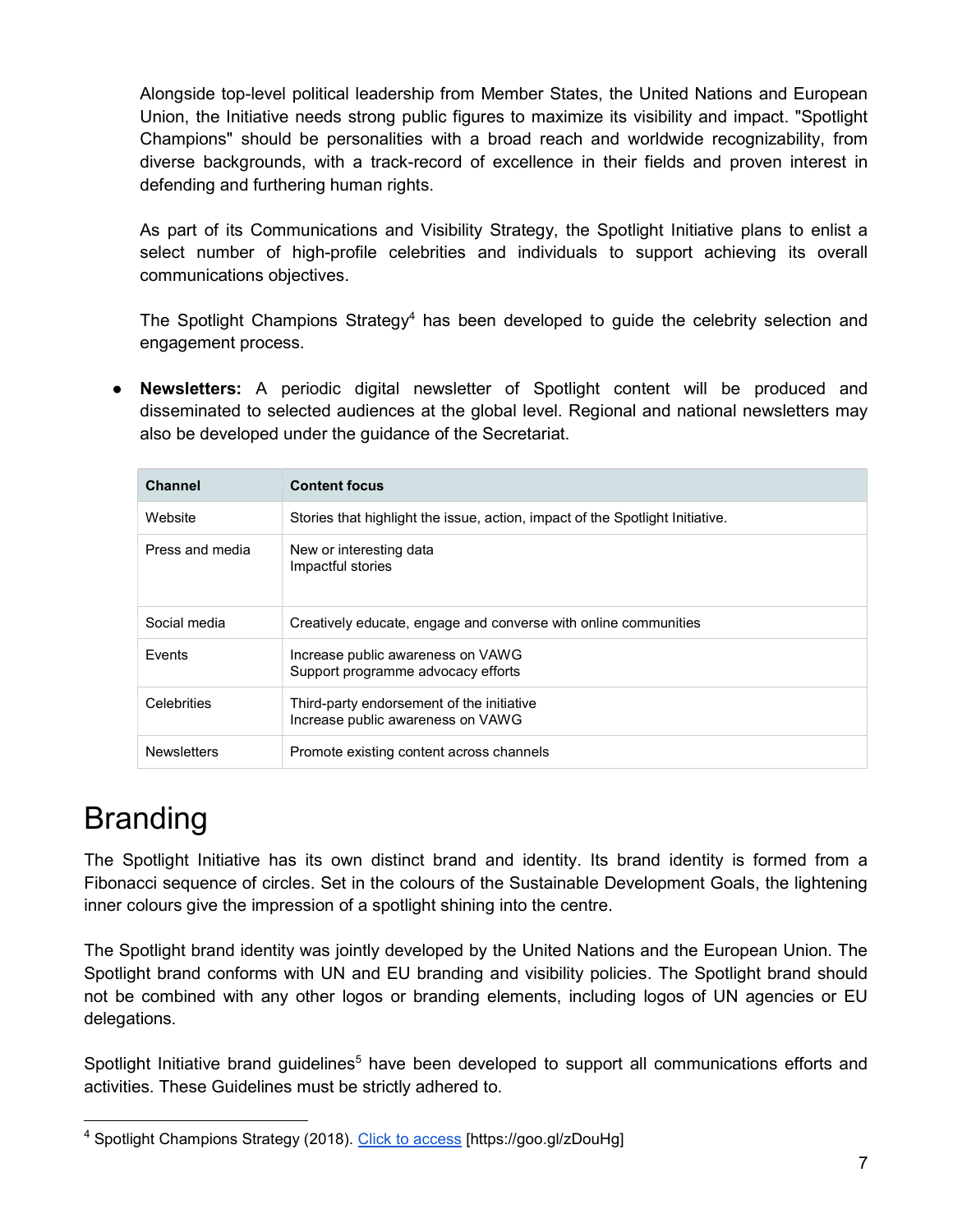Alongside top-level political leadership from Member States, the United Nations and European Union, the Initiative needs strong public figures to maximize its visibility and impact. "Spotlight Champions" should be personalities with a broad reach and worldwide recognizability, from diverse backgrounds, with a track-record of excellence in their fields and proven interest in defending and furthering human rights.

As part of its Communications and Visibility Strategy, the Spotlight Initiative plans to enlist a select number of high-profile celebrities and individuals to support achieving its overall communications objectives.

The Spotlight Champions Strategy[4] has been developed to guide the celebrity selection and engagement process.

- **Newsletters:** A periodic digital newsletter of Spotlight content will be produced and disseminated to selected audiences at the global level. Regional and national newsletters may also be developed under the guidance of the Secretariat.

| Channel | Content focus |
|---|---|
| Website | Stories that highlight the issue, action, impact of the Spotlight Initiative. |
| Press and media | New or interesting data<br>Impactful stories |
| Social media | Creatively educate, engage and converse with online communities |
| Events | Increase public awareness on VAWG<br>Support programme advocacy efforts |
| Celebrities | Third-party endorsement of the initiative<br>Increase public awareness on VAWG |
| Newsletters | Promote existing content across channels |

# Branding

The Spotlight Initiative has its own distinct brand and identity. Its brand identity is formed from a Fibonacci sequence of circles. Set in the colours of the Sustainable Development Goals, the lightening inner colours give the impression of a spotlight shining into the centre.

The Spotlight brand identity was jointly developed by the United Nations and the European Union. The Spotlight brand conforms with UN and EU branding and visibility policies. The Spotlight brand should not be combined with any other logos or branding elements, including logos of UN agencies or EU delegations.

Spotlight Initiative brand guidelines[5] have been developed to support all communications efforts and activities. These Guidelines must be strictly adhered to.

---

[4] Spotlight Champions Strategy (2018). [Click to access](https://goo.gl/zDouHg) [https://goo.gl/zDouHg]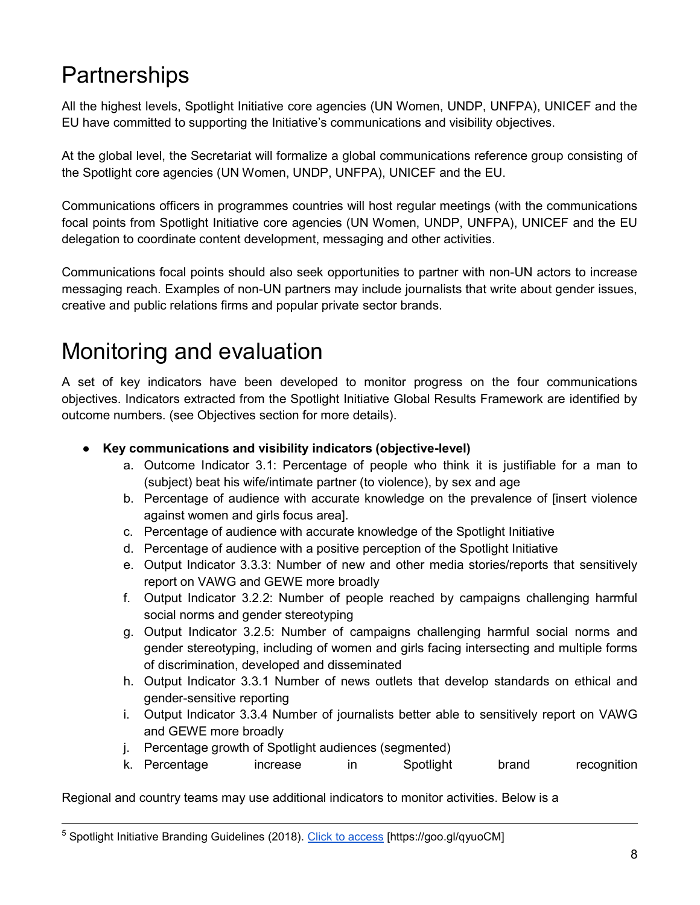# Partnerships

All the highest levels, Spotlight Initiative core agencies (UN Women, UNDP, UNFPA), UNICEF and the EU have committed to supporting the Initiative's communications and visibility objectives.

At the global level, the Secretariat will formalize a global communications reference group consisting of the Spotlight core agencies (UN Women, UNDP, UNFPA), UNICEF and the EU.

Communications officers in programmes countries will host regular meetings (with the communications focal points from Spotlight Initiative core agencies (UN Women, UNDP, UNFPA), UNICEF and the EU delegation to coordinate content development, messaging and other activities.

Communications focal points should also seek opportunities to partner with non-UN actors to increase messaging reach. Examples of non-UN partners may include journalists that write about gender issues, creative and public relations firms and popular private sector brands.

# Monitoring and evaluation

A set of key indicators have been developed to monitor progress on the four communications objectives. Indicators extracted from the Spotlight Initiative Global Results Framework are identified by outcome numbers. (see Objectives section for more details).

- **Key communications and visibility indicators (objective-level)**
    a. Outcome Indicator 3.1: Percentage of people who think it is justifiable for a man to (subject) beat his wife/intimate partner (to violence), by sex and age
    b. Percentage of audience with accurate knowledge on the prevalence of [insert violence against women and girls focus area].
    c. Percentage of audience with accurate knowledge of the Spotlight Initiative
    d. Percentage of audience with a positive perception of the Spotlight Initiative
    e. Output Indicator 3.3.3: Number of new and other media stories/reports that sensitively report on VAWG and GEWE more broadly
    f. Output Indicator 3.2.2: Number of people reached by campaigns challenging harmful social norms and gender stereotyping
    g. Output Indicator 3.2.5: Number of campaigns challenging harmful social norms and gender stereotyping, including of women and girls facing intersecting and multiple forms of discrimination, developed and disseminated
    h. Output Indicator 3.3.1 Number of news outlets that develop standards on ethical and gender-sensitive reporting
    i. Output Indicator 3.3.4 Number of journalists better able to sensitively report on VAWG and GEWE more broadly
    j. Percentage growth of Spotlight audiences (segmented)
    k. Percentage increase in Spotlight brand recognition

Regional and country teams may use additional indicators to monitor activities. Below is a

[5] Spotlight Initiative Branding Guidelines (2018). Click to access [https://goo.gl/qyuoCM]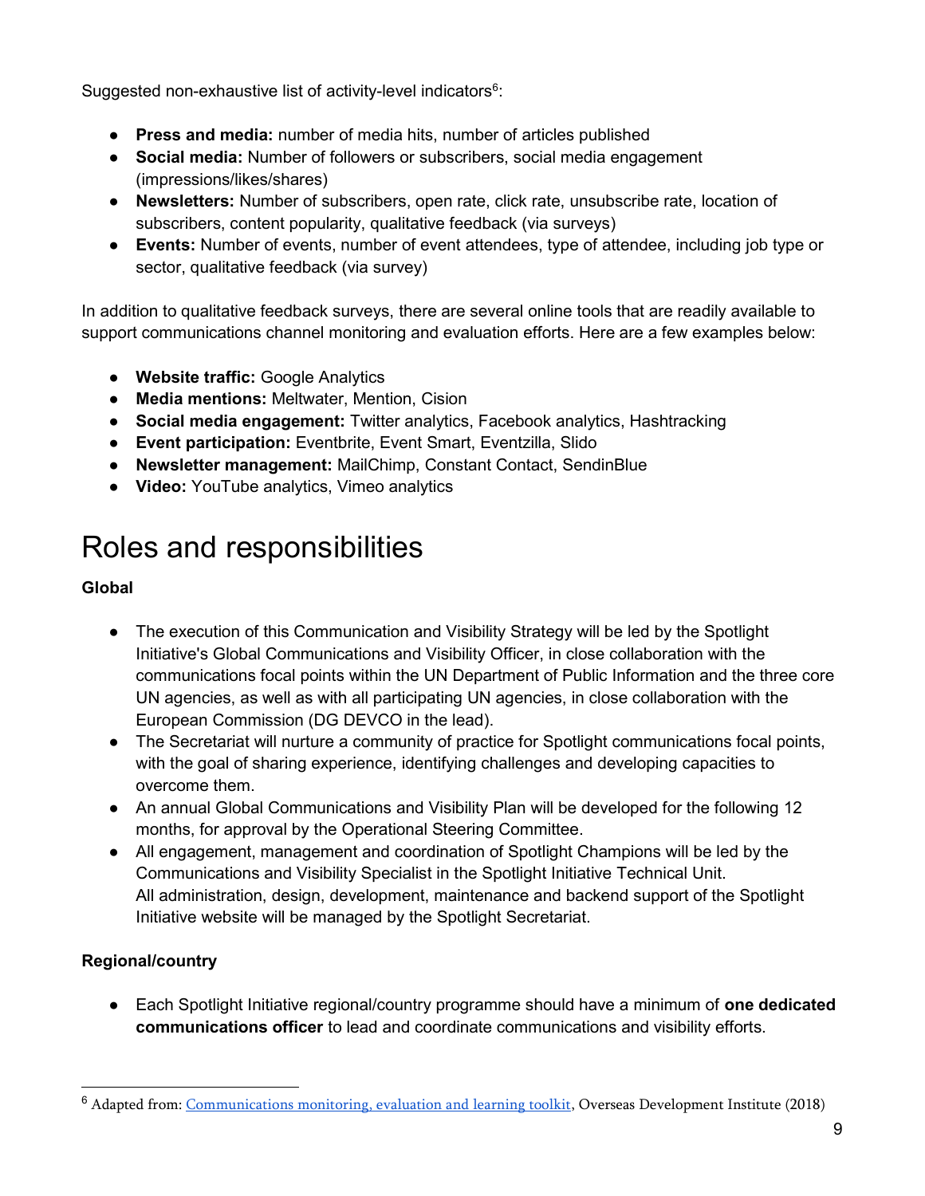Suggested non-exhaustive list of activity-level indicators[6]:

- **Press and media:** number of media hits, number of articles published
- **Social media:** Number of followers or subscribers, social media engagement (impressions/likes/shares)
- **Newsletters:** Number of subscribers, open rate, click rate, unsubscribe rate, location of subscribers, content popularity, qualitative feedback (via surveys)
- **Events:** Number of events, number of event attendees, type of attendee, including job type or sector, qualitative feedback (via survey)

In addition to qualitative feedback surveys, there are several online tools that are readily available to support communications channel monitoring and evaluation efforts. Here are a few examples below:

- **Website traffic:** Google Analytics
- **Media mentions:** Meltwater, Mention, Cision
- **Social media engagement:** Twitter analytics, Facebook analytics, Hashtracking
- **Event participation:** Eventbrite, Event Smart, Eventzilla, Slido
- **Newsletter management:** MailChimp, Constant Contact, SendinBlue
- **Video:** YouTube analytics, Vimeo analytics

# Roles and responsibilities

**Global**

- The execution of this Communication and Visibility Strategy will be led by the Spotlight Initiative's Global Communications and Visibility Officer, in close collaboration with the communications focal points within the UN Department of Public Information and the three core UN agencies, as well as with all participating UN agencies, in close collaboration with the European Commission (DG DEVCO in the lead).
- The Secretariat will nurture a community of practice for Spotlight communications focal points, with the goal of sharing experience, identifying challenges and developing capacities to overcome them.
- An annual Global Communications and Visibility Plan will be developed for the following 12 months, for approval by the Operational Steering Committee.
- All engagement, management and coordination of Spotlight Champions will be led by the Communications and Visibility Specialist in the Spotlight Initiative Technical Unit. All administration, design, development, maintenance and backend support of the Spotlight Initiative website will be managed by the Spotlight Secretariat.

**Regional/country**

- Each Spotlight Initiative regional/country programme should have a minimum of **one dedicated communications officer** to lead and coordinate communications and visibility efforts.

[6] Adapted from: Communications monitoring, evaluation and learning toolkit, Overseas Development Institute (2018)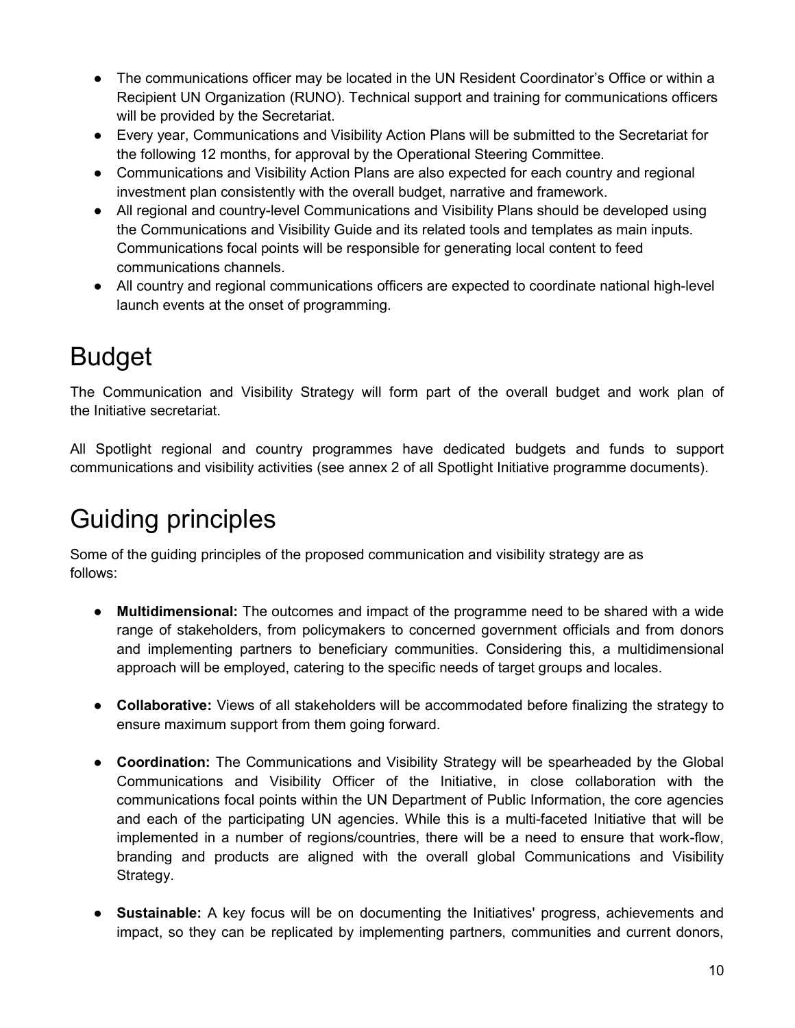- The communications officer may be located in the UN Resident Coordinator's Office or within a Recipient UN Organization (RUNO). Technical support and training for communications officers will be provided by the Secretariat.
- Every year, Communications and Visibility Action Plans will be submitted to the Secretariat for the following 12 months, for approval by the Operational Steering Committee.
- Communications and Visibility Action Plans are also expected for each country and regional investment plan consistently with the overall budget, narrative and framework.
- All regional and country-level Communications and Visibility Plans should be developed using the Communications and Visibility Guide and its related tools and templates as main inputs. Communications focal points will be responsible for generating local content to feed communications channels.
- All country and regional communications officers are expected to coordinate national high-level launch events at the onset of programming.

# Budget

The Communication and Visibility Strategy will form part of the overall budget and work plan of the Initiative secretariat.

All Spotlight regional and country programmes have dedicated budgets and funds to support communications and visibility activities (see annex 2 of all Spotlight Initiative programme documents).

# Guiding principles

Some of the guiding principles of the proposed communication and visibility strategy are as follows:

- **Multidimensional:** The outcomes and impact of the programme need to be shared with a wide range of stakeholders, from policymakers to concerned government officials and from donors and implementing partners to beneficiary communities. Considering this, a multidimensional approach will be employed, catering to the specific needs of target groups and locales.

- **Collaborative:** Views of all stakeholders will be accommodated before finalizing the strategy to ensure maximum support from them going forward.

- **Coordination:** The Communications and Visibility Strategy will be spearheaded by the Global Communications and Visibility Officer of the Initiative, in close collaboration with the communications focal points within the UN Department of Public Information, the core agencies and each of the participating UN agencies. While this is a multi-faceted Initiative that will be implemented in a number of regions/countries, there will be a need to ensure that work-flow, branding and products are aligned with the overall global Communications and Visibility Strategy.

- **Sustainable:** A key focus will be on documenting the Initiatives' progress, achievements and impact, so they can be replicated by implementing partners, communities and current donors,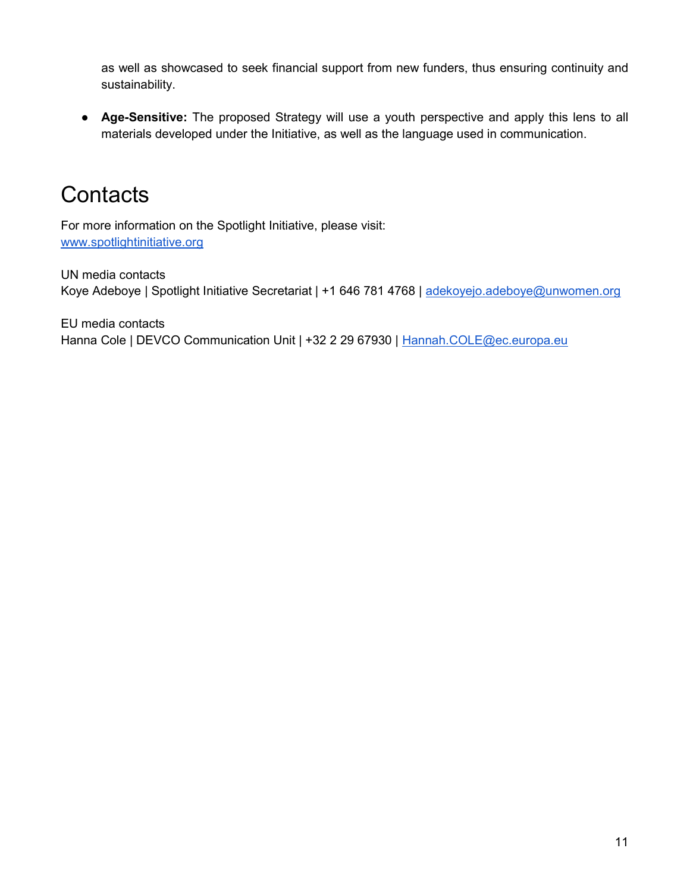as well as showcased to seek financial support from new funders, thus ensuring continuity and sustainability.

- **Age-Sensitive:** The proposed Strategy will use a youth perspective and apply this lens to all materials developed under the Initiative, as well as the language used in communication.

# Contacts

For more information on the Spotlight Initiative, please visit:
www.spotlightinitiative.org

UN media contacts
Koye Adeboye | Spotlight Initiative Secretariat | +1 646 781 4768 | adekoyejo.adeboye@unwomen.org

EU media contacts
Hanna Cole | DEVCO Communication Unit | +32 2 29 67930 | Hannah.COLE@ec.europa.eu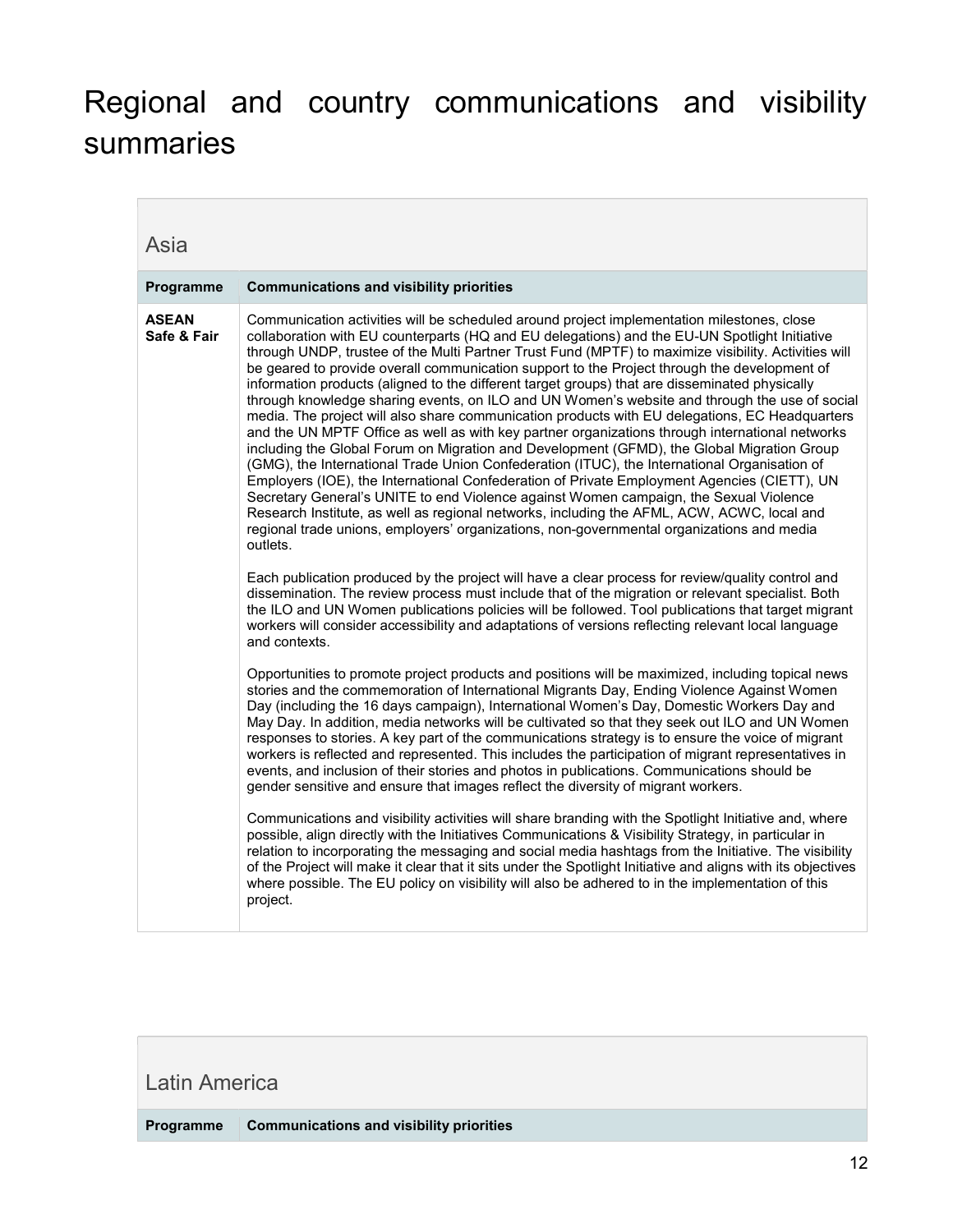# Regional and country communications and visibility summaries

## Asia

| Programme | Communications and visibility priorities |
|---|---|
| **ASEAN Safe & Fair** | Communication activities will be scheduled around project implementation milestones, close collaboration with EU counterparts (HQ and EU delegations) and the EU-UN Spotlight Initiative through UNDP, trustee of the Multi Partner Trust Fund (MPTF) to maximize visibility. Activities will be geared to provide overall communication support to the Project through the development of information products (aligned to the different target groups) that are disseminated physically through knowledge sharing events, on ILO and UN Women's website and through the use of social media. The project will also share communication products with EU delegations, EC Headquarters and the UN MPTF Office as well as with key partner organizations through international networks including the Global Forum on Migration and Development (GFMD), the Global Migration Group (GMG), the International Trade Union Confederation (ITUC), the International Organisation of Employers (IOE), the International Confederation of Private Employment Agencies (CIETT), UN Secretary General's UNITE to end Violence against Women campaign, the Sexual Violence Research Institute, as well as regional networks, including the AFML, ACW, ACWC, local and regional trade unions, employers' organizations, non-governmental organizations and media outlets.<br><br>Each publication produced by the project will have a clear process for review/quality control and dissemination. The review process must include that of the migration or relevant specialist. Both the ILO and UN Women publications policies will be followed. Tool publications that target migrant workers will consider accessibility and adaptations of versions reflecting relevant local language and contexts.<br><br>Opportunities to promote project products and positions will be maximized, including topical news stories and the commemoration of International Migrants Day, Ending Violence Against Women Day (including the 16 days campaign), International Women's Day, Domestic Workers Day and May Day. In addition, media networks will be cultivated so that they seek out ILO and UN Women responses to stories. A key part of the communications strategy is to ensure the voice of migrant workers is reflected and represented. This includes the participation of migrant representatives in events, and inclusion of their stories and photos in publications. Communications should be gender sensitive and ensure that images reflect the diversity of migrant workers.<br><br>Communications and visibility activities will share branding with the Spotlight Initiative and, where possible, align directly with the Initiatives Communications & Visibility Strategy, in particular in relation to incorporating the messaging and social media hashtags from the Initiative. The visibility of the Project will make it clear that it sits under the Spotlight Initiative and aligns with its objectives where possible. The EU policy on visibility will also be adhered to in the implementation of this project. |

## Latin America

| Programme | Communications and visibility priorities |
|---|---|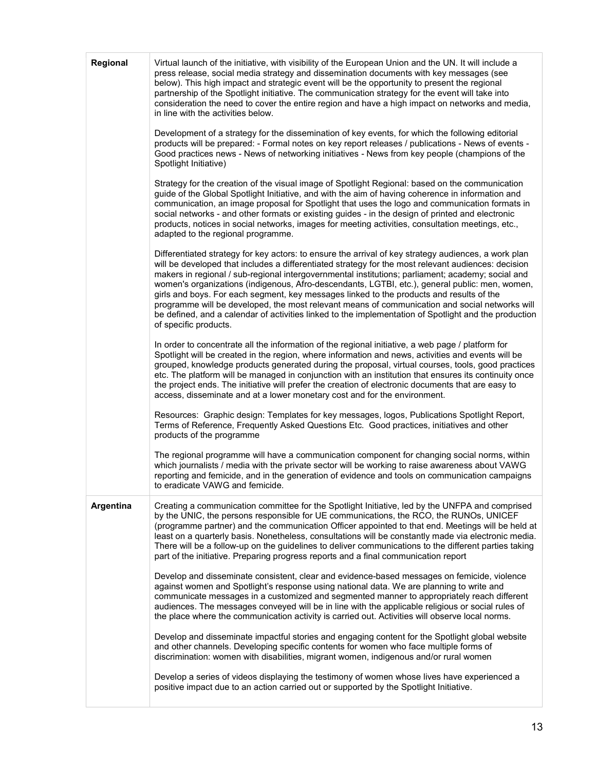| | |
|---|---|
| **Regional** | Virtual launch of the initiative, with visibility of the European Union and the UN. It will include a press release, social media strategy and dissemination documents with key messages (see below). This high impact and strategic event will be the opportunity to present the regional partnership of the Spotlight initiative. The communication strategy for the event will take into consideration the need to cover the entire region and have a high impact on networks and media, in line with the activities below.<br><br>Development of a strategy for the dissemination of key events, for which the following editorial products will be prepared: - Formal notes on key report releases / publications - News of events - Good practices news - News of networking initiatives - News from key people (champions of the Spotlight Initiative)<br><br>Strategy for the creation of the visual image of Spotlight Regional: based on the communication guide of the Global Spotlight Initiative, and with the aim of having coherence in information and communication, an image proposal for Spotlight that uses the logo and communication formats in social networks - and other formats or existing guides - in the design of printed and electronic products, notices in social networks, images for meeting activities, consultation meetings, etc., adapted to the regional programme.<br><br>Differentiated strategy for key actors: to ensure the arrival of key strategy audiences, a work plan will be developed that includes a differentiated strategy for the most relevant audiences: decision makers in regional / sub-regional intergovernmental institutions; parliament; academy; social and women's organizations (indigenous, Afro-descendants, LGTBI, etc.), general public: men, women, girls and boys. For each segment, key messages linked to the products and results of the programme will be developed, the most relevant means of communication and social networks will be defined, and a calendar of activities linked to the implementation of Spotlight and the production of specific products.<br><br>In order to concentrate all the information of the regional initiative, a web page / platform for Spotlight will be created in the region, where information and news, activities and events will be grouped, knowledge products generated during the proposal, virtual courses, tools, good practices etc. The platform will be managed in conjunction with an institution that ensures its continuity once the project ends. The initiative will prefer the creation of electronic documents that are easy to access, disseminate and at a lower monetary cost and for the environment.<br><br>Resources: Graphic design: Templates for key messages, logos, Publications Spotlight Report, Terms of Reference, Frequently Asked Questions Etc. Good practices, initiatives and other products of the programme<br><br>The regional programme will have a communication component for changing social norms, within which journalists / media with the private sector will be working to raise awareness about VAWG reporting and femicide, and in the generation of evidence and tools on communication campaigns to eradicate VAWG and femicide. |
| **Argentina** | Creating a communication committee for the Spotlight Initiative, led by the UNFPA and comprised by the UNIC, the persons responsible for UE communications, the RCO, the RUNOs, UNICEF (programme partner) and the communication Officer appointed to that end. Meetings will be held at least on a quarterly basis. Nonetheless, consultations will be constantly made via electronic media. There will be a follow-up on the guidelines to deliver communications to the different parties taking part of the initiative. Preparing progress reports and a final communication report<br><br>Develop and disseminate consistent, clear and evidence-based messages on femicide, violence against women and Spotlight's response using national data. We are planning to write and communicate messages in a customized and segmented manner to appropriately reach different audiences. The messages conveyed will be in line with the applicable religious or social rules of the place where the communication activity is carried out. Activities will observe local norms.<br><br>Develop and disseminate impactful stories and engaging content for the Spotlight global website and other channels. Developing specific contents for women who face multiple forms of discrimination: women with disabilities, migrant women, indigenous and/or rural women<br><br>Develop a series of videos displaying the testimony of women whose lives have experienced a positive impact due to an action carried out or supported by the Spotlight Initiative. |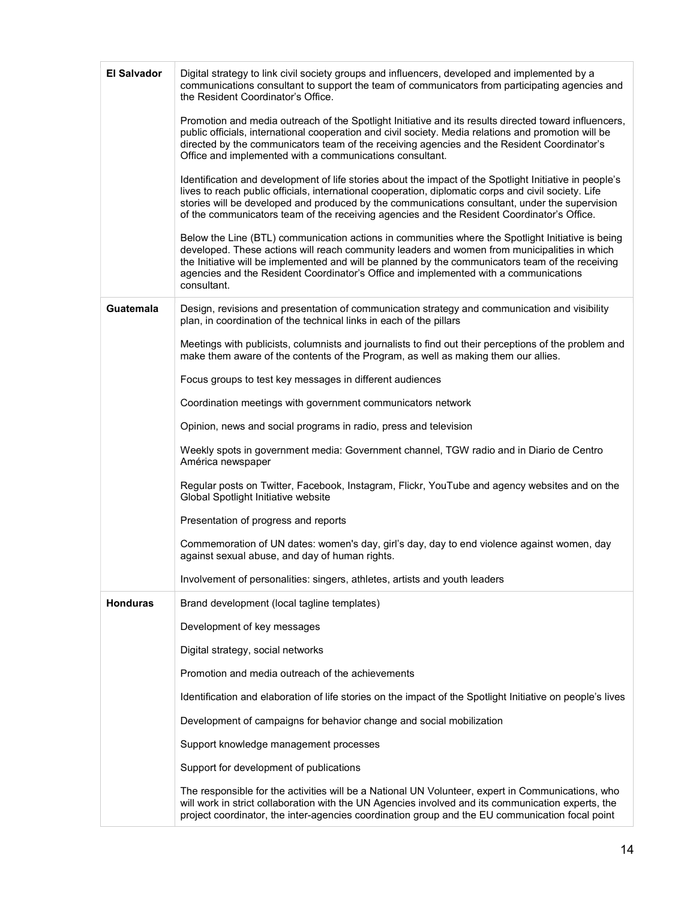| | |
|---|---|
| **El Salvador** | Digital strategy to link civil society groups and influencers, developed and implemented by a communications consultant to support the team of communicators from participating agencies and the Resident Coordinator's Office.<br><br>Promotion and media outreach of the Spotlight Initiative and its results directed toward influencers, public officials, international cooperation and civil society. Media relations and promotion will be directed by the communicators team of the receiving agencies and the Resident Coordinator's Office and implemented with a communications consultant.<br><br>Identification and development of life stories about the impact of the Spotlight Initiative in people's lives to reach public officials, international cooperation, diplomatic corps and civil society. Life stories will be developed and produced by the communications consultant, under the supervision of the communicators team of the receiving agencies and the Resident Coordinator's Office.<br><br>Below the Line (BTL) communication actions in communities where the Spotlight Initiative is being developed. These actions will reach community leaders and women from municipalities in which the Initiative will be implemented and will be planned by the communicators team of the receiving agencies and the Resident Coordinator's Office and implemented with a communications consultant. |
| **Guatemala** | Design, revisions and presentation of communication strategy and communication and visibility plan, in coordination of the technical links in each of the pillars<br><br>Meetings with publicists, columnists and journalists to find out their perceptions of the problem and make them aware of the contents of the Program, as well as making them our allies.<br><br>Focus groups to test key messages in different audiences<br><br>Coordination meetings with government communicators network<br><br>Opinion, news and social programs in radio, press and television<br><br>Weekly spots in government media: Government channel, TGW radio and in Diario de Centro América newspaper<br><br>Regular posts on Twitter, Facebook, Instagram, Flickr, YouTube and agency websites and on the Global Spotlight Initiative website<br><br>Presentation of progress and reports<br><br>Commemoration of UN dates: women's day, girl's day, day to end violence against women, day against sexual abuse, and day of human rights.<br><br>Involvement of personalities: singers, athletes, artists and youth leaders |
| **Honduras** | Brand development (local tagline templates)<br><br>Development of key messages<br><br>Digital strategy, social networks<br><br>Promotion and media outreach of the achievements<br><br>Identification and elaboration of life stories on the impact of the Spotlight Initiative on people's lives<br><br>Development of campaigns for behavior change and social mobilization<br><br>Support knowledge management processes<br><br>Support for development of publications<br><br>The responsible for the activities will be a National UN Volunteer, expert in Communications, who will work in strict collaboration with the UN Agencies involved and its communication experts, the project coordinator, the inter-agencies coordination group and the EU communication focal point |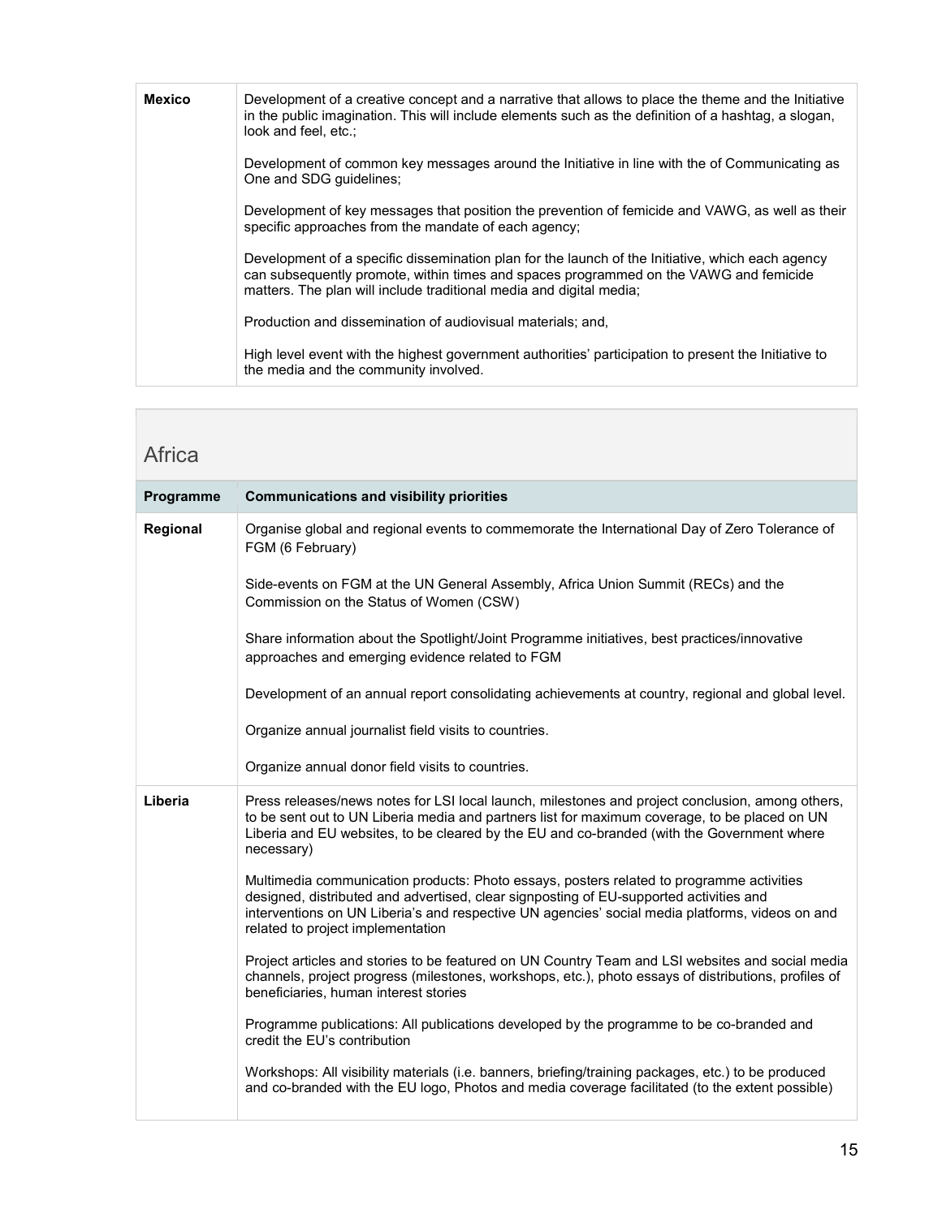| | |
|---|---|
| **Mexico** | Development of a creative concept and a narrative that allows to place the theme and the Initiative in the public imagination. This will include elements such as the definition of a hashtag, a slogan, look and feel, etc.;<br><br>Development of common key messages around the Initiative in line with the of Communicating as One and SDG guidelines;<br><br>Development of key messages that position the prevention of femicide and VAWG, as well as their specific approaches from the mandate of each agency;<br><br>Development of a specific dissemination plan for the launch of the Initiative, which each agency can subsequently promote, within times and spaces programmed on the VAWG and femicide matters. The plan will include traditional media and digital media;<br><br>Production and dissemination of audiovisual materials; and,<br><br>High level event with the highest government authorities' participation to present the Initiative to the media and the community involved. |

## Africa

| Programme | Communications and visibility priorities |
|---|---|
| **Regional** | Organise global and regional events to commemorate the International Day of Zero Tolerance of FGM (6 February)<br><br>Side-events on FGM at the UN General Assembly, Africa Union Summit (RECs) and the Commission on the Status of Women (CSW)<br><br>Share information about the Spotlight/Joint Programme initiatives, best practices/innovative approaches and emerging evidence related to FGM<br><br>Development of an annual report consolidating achievements at country, regional and global level.<br><br>Organize annual journalist field visits to countries.<br><br>Organize annual donor field visits to countries. |
| **Liberia** | Press releases/news notes for LSI local launch, milestones and project conclusion, among others, to be sent out to UN Liberia media and partners list for maximum coverage, to be placed on UN Liberia and EU websites, to be cleared by the EU and co-branded (with the Government where necessary)<br><br>Multimedia communication products: Photo essays, posters related to programme activities designed, distributed and advertised, clear signposting of EU-supported activities and interventions on UN Liberia's and respective UN agencies' social media platforms, videos on and related to project implementation<br><br>Project articles and stories to be featured on UN Country Team and LSI websites and social media channels, project progress (milestones, workshops, etc.), photo essays of distributions, profiles of beneficiaries, human interest stories<br><br>Programme publications: All publications developed by the programme to be co-branded and credit the EU's contribution<br><br>Workshops: All visibility materials (i.e. banners, briefing/training packages, etc.) to be produced and co-branded with the EU logo, Photos and media coverage facilitated (to the extent possible) |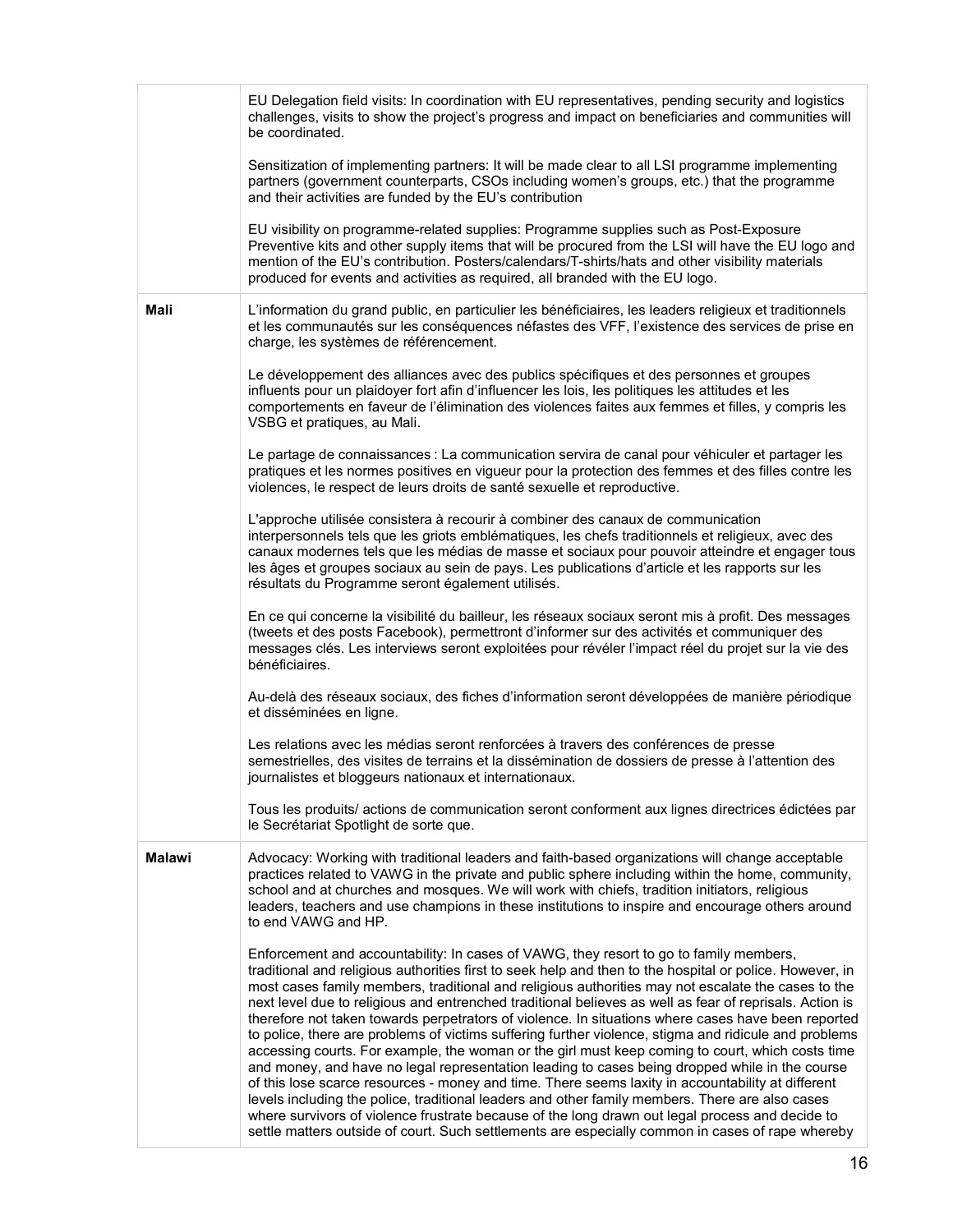| | |
|---|---|
| | EU Delegation field visits: In coordination with EU representatives, pending security and logistics challenges, visits to show the project's progress and impact on beneficiaries and communities will be coordinated.<br><br>Sensitization of implementing partners: It will be made clear to all LSI programme implementing partners (government counterparts, CSOs including women's groups, etc.) that the programme and their activities are funded by the EU's contribution<br><br>EU visibility on programme-related supplies: Programme supplies such as Post-Exposure Preventive kits and other supply items that will be procured from the LSI will have the EU logo and mention of the EU's contribution. Posters/calendars/T-shirts/hats and other visibility materials produced for events and activities as required, all branded with the EU logo. |
| **Mali** | L'information du grand public, en particulier les bénéficiaires, les leaders religieux et traditionnels et les communautés sur les conséquences néfastes des VFF, l'existence des services de prise en charge, les systèmes de référencement.<br><br>Le développement des alliances avec des publics spécifiques et des personnes et groupes influents pour un plaidoyer fort afin d'influencer les lois, les politiques les attitudes et les comportements en faveur de l'élimination des violences faites aux femmes et filles, y compris les VSBG et pratiques, au Mali.<br><br>Le partage de connaissances : La communication servira de canal pour véhiculer et partager les pratiques et les normes positives en vigueur pour la protection des femmes et des filles contre les violences, le respect de leurs droits de santé sexuelle et reproductive.<br><br>L'approche utilisée consistera à recourir à combiner des canaux de communication interpersonnels tels que les griots emblématiques, les chefs traditionnels et religieux, avec des canaux modernes tels que les médias de masse et sociaux pour pouvoir atteindre et engager tous les âges et groupes sociaux au sein de pays. Les publications d'article et les rapports sur les résultats du Programme seront également utilisés.<br><br>En ce qui concerne la visibilité du bailleur, les réseaux sociaux seront mis à profit. Des messages (tweets et des posts Facebook), permettront d'informer sur des activités et communiquer des messages clés. Les interviews seront exploitées pour révéler l'impact réel du projet sur la vie des bénéficiaires.<br><br>Au-delà des réseaux sociaux, des fiches d'information seront développées de manière périodique et disséminées en ligne.<br><br>Les relations avec les médias seront renforcées à travers des conférences de presse semestrielles, des visites de terrains et la dissémination de dossiers de presse à l'attention des journalistes et bloggeurs nationaux et internationaux.<br><br>Tous les produits/ actions de communication seront conforment aux lignes directrices édictées par le Secrétariat Spotlight de sorte que. |
| **Malawi** | Advocacy: Working with traditional leaders and faith-based organizations will change acceptable practices related to VAWG in the private and public sphere including within the home, community, school and at churches and mosques. We will work with chiefs, tradition initiators, religious leaders, teachers and use champions in these institutions to inspire and encourage others around to end VAWG and HP.<br><br>Enforcement and accountability: In cases of VAWG, they resort to go to family members, traditional and religious authorities first to seek help and then to the hospital or police. However, in most cases family members, traditional and religious authorities may not escalate the cases to the next level due to religious and entrenched traditional believes as well as fear of reprisals. Action is therefore not taken towards perpetrators of violence. In situations where cases have been reported to police, there are problems of victims suffering further violence, stigma and ridicule and problems accessing courts. For example, the woman or the girl must keep coming to court, which costs time and money, and have no legal representation leading to cases being dropped while in the course of this lose scarce resources - money and time. There seems laxity in accountability at different levels including the police, traditional leaders and other family members. There are also cases where survivors of violence frustrate because of the long drawn out legal process and decide to settle matters outside of court. Such settlements are especially common in cases of rape whereby |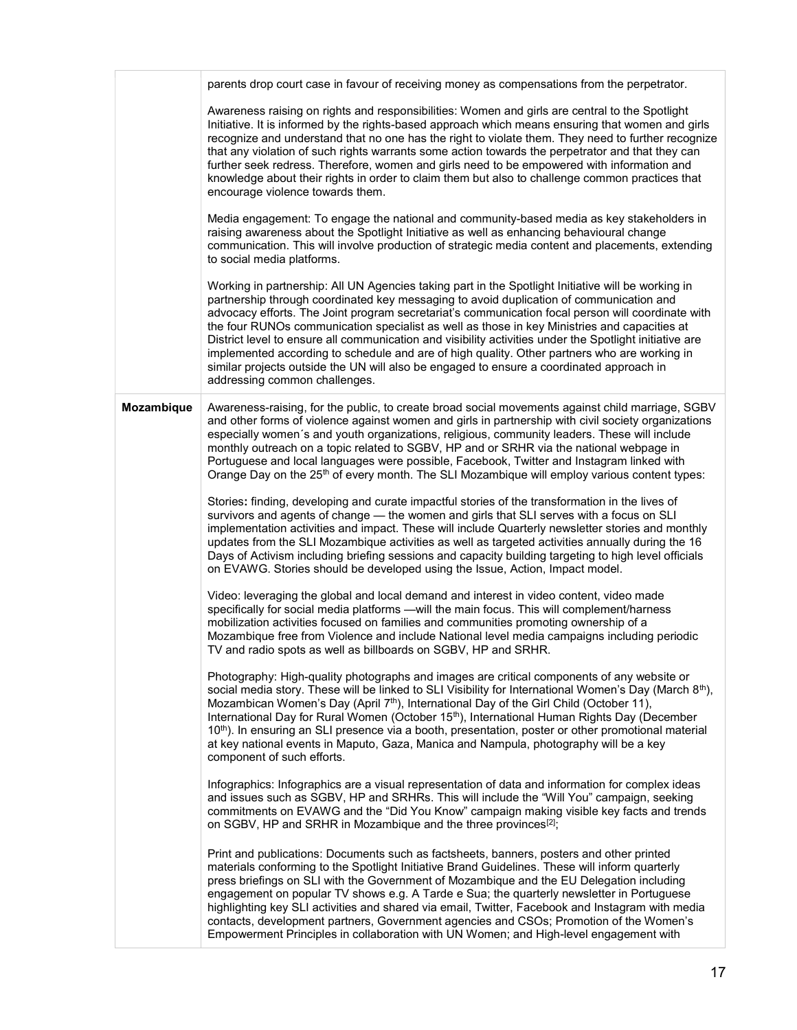| | |
|---|---|
| | parents drop court case in favour of receiving money as compensations from the perpetrator.<br><br>Awareness raising on rights and responsibilities: Women and girls are central to the Spotlight Initiative. It is informed by the rights-based approach which means ensuring that women and girls recognize and understand that no one has the right to violate them. They need to further recognize that any violation of such rights warrants some action towards the perpetrator and that they can further seek redress. Therefore, women and girls need to be empowered with information and knowledge about their rights in order to claim them but also to challenge common practices that encourage violence towards them.<br><br>Media engagement: To engage the national and community-based media as key stakeholders in raising awareness about the Spotlight Initiative as well as enhancing behavioural change communication. This will involve production of strategic media content and placements, extending to social media platforms.<br><br>Working in partnership: All UN Agencies taking part in the Spotlight Initiative will be working in partnership through coordinated key messaging to avoid duplication of communication and advocacy efforts. The Joint program secretariat's communication focal person will coordinate with the four RUNOs communication specialist as well as those in key Ministries and capacities at District level to ensure all communication and visibility activities under the Spotlight initiative are implemented according to schedule and are of high quality. Other partners who are working in similar projects outside the UN will also be engaged to ensure a coordinated approach in addressing common challenges. |
| **Mozambique** | Awareness-raising, for the public, to create broad social movements against child marriage, SGBV and other forms of violence against women and girls in partnership with civil society organizations especially women´s and youth organizations, religious, community leaders. These will include monthly outreach on a topic related to SGBV, HP and or SRHR via the national webpage in Portuguese and local languages were possible, Facebook, Twitter and Instagram linked with Orange Day on the 25th of every month. The SLI Mozambique will employ various content types:<br><br>Stories**:** finding, developing and curate impactful stories of the transformation in the lives of survivors and agents of change — the women and girls that SLI serves with a focus on SLI implementation activities and impact. These will include Quarterly newsletter stories and monthly updates from the SLI Mozambique activities as well as targeted activities annually during the 16 Days of Activism including briefing sessions and capacity building targeting to high level officials on EVAWG. Stories should be developed using the Issue, Action, Impact model.<br><br>Video: leveraging the global and local demand and interest in video content, video made specifically for social media platforms —will the main focus. This will complement/harness mobilization activities focused on families and communities promoting ownership of a Mozambique free from Violence and include National level media campaigns including periodic TV and radio spots as well as billboards on SGBV, HP and SRHR.<br><br>Photography: High-quality photographs and images are critical components of any website or social media story. These will be linked to SLI Visibility for International Women's Day (March 8th), Mozambican Women's Day (April 7th), International Day of the Girl Child (October 11), International Day for Rural Women (October 15th), International Human Rights Day (December 10th). In ensuring an SLI presence via a booth, presentation, poster or other promotional material at key national events in Maputo, Gaza, Manica and Nampula, photography will be a key component of such efforts.<br><br>Infographics: Infographics are a visual representation of data and information for complex ideas and issues such as SGBV, HP and SRHRs. This will include the "Will You" campaign, seeking commitments on EVAWG and the "Did You Know" campaign making visible key facts and trends on SGBV, HP and SRHR in Mozambique and the three provinces[2];<br><br>Print and publications: Documents such as factsheets, banners, posters and other printed materials conforming to the Spotlight Initiative Brand Guidelines. These will inform quarterly press briefings on SLI with the Government of Mozambique and the EU Delegation including engagement on popular TV shows e.g. A Tarde e Sua; the quarterly newsletter in Portuguese highlighting key SLI activities and shared via email, Twitter, Facebook and Instagram with media contacts, development partners, Government agencies and CSOs; Promotion of the Women's Empowerment Principles in collaboration with UN Women; and High-level engagement with |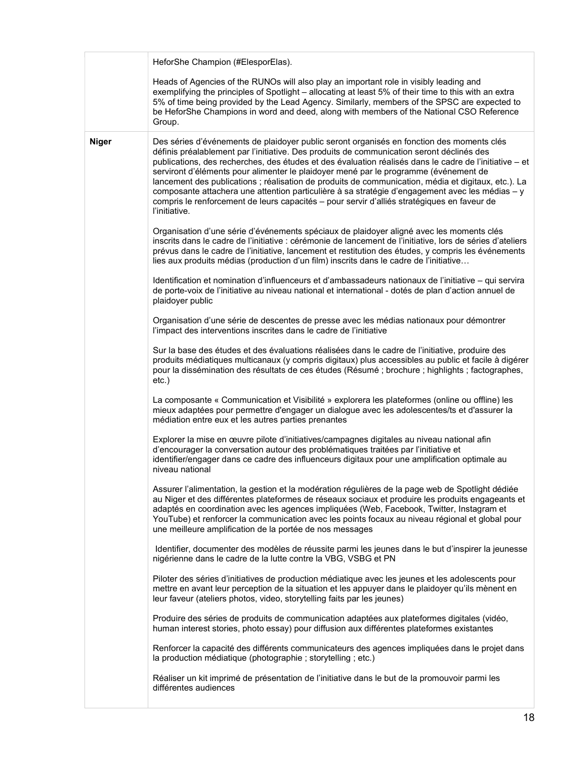| | |
|---|---|
| | HeforShe Champion (#ElesporElas).<br><br>Heads of Agencies of the RUNOs will also play an important role in visibly leading and exemplifying the principles of Spotlight – allocating at least 5% of their time to this with an extra 5% of time being provided by the Lead Agency. Similarly, members of the SPSC are expected to be HeforShe Champions in word and deed, along with members of the National CSO Reference Group. |
| **Niger** | Des séries d'événements de plaidoyer public seront organisés en fonction des moments clés définis préalablement par l'initiative. Des produits de communication seront déclinés des publications, des recherches, des études et des évaluation réalisés dans le cadre de l'initiative – et serviront d'éléments pour alimenter le plaidoyer mené par le programme (événement de lancement des publications ; réalisation de produits de communication, média et digitaux, etc.). La composante attachera une attention particulière à sa stratégie d'engagement avec les médias – y compris le renforcement de leurs capacités – pour servir d'alliés stratégiques en faveur de l'initiative.<br><br>Organisation d'une série d'événements spéciaux de plaidoyer aligné avec les moments clés inscrits dans le cadre de l'initiative : cérémonie de lancement de l'initiative, lors de séries d'ateliers prévus dans le cadre de l'initiative, lancement et restitution des études, y compris les événements lies aux produits médias (production d'un film) inscrits dans le cadre de l'initiative…<br><br>Identification et nomination d'influenceurs et d'ambassadeurs nationaux de l'initiative – qui servira de porte-voix de l'initiative au niveau national et international - dotés de plan d'action annuel de plaidoyer public<br><br>Organisation d'une série de descentes de presse avec les médias nationaux pour démontrer l'impact des interventions inscrites dans le cadre de l'initiative<br><br>Sur la base des études et des évaluations réalisées dans le cadre de l'initiative, produire des produits médiatiques multicanaux (y compris digitaux) plus accessibles au public et facile à digérer pour la dissémination des résultats de ces études (Résumé ; brochure ; highlights ; factographes, etc.)<br><br>La composante « Communication et Visibilité » explorera les plateformes (online ou offline) les mieux adaptées pour permettre d'engager un dialogue avec les adolescentes/ts et d'assurer la médiation entre eux et les autres parties prenantes<br><br>Explorer la mise en œuvre pilote d'initiatives/campagnes digitales au niveau national afin d'encourager la conversation autour des problématiques traitées par l'initiative et identifier/engager dans ce cadre des influenceurs digitaux pour une amplification optimale au niveau national<br><br>Assurer l'alimentation, la gestion et la modération régulières de la page web de Spotlight dédiée au Niger et des différentes plateformes de réseaux sociaux et produire les produits engageants et adaptés en coordination avec les agences impliquées (Web, Facebook, Twitter, Instagram et YouTube) et renforcer la communication avec les points focaux au niveau régional et global pour une meilleure amplification de la portée de nos messages<br><br>Identifier, documenter des modèles de réussite parmi les jeunes dans le but d'inspirer la jeunesse nigérienne dans le cadre de la lutte contre la VBG, VSBG et PN<br><br>Piloter des séries d'initiatives de production médiatique avec les jeunes et les adolescents pour mettre en avant leur perception de la situation et les appuyer dans le plaidoyer qu'ils mènent en leur faveur (ateliers photos, video, storytelling faits par les jeunes)<br><br>Produire des séries de produits de communication adaptées aux plateformes digitales (vidéo, human interest stories, photo essay) pour diffusion aux différentes plateformes existantes<br><br>Renforcer la capacité des différents communicateurs des agences impliquées dans le projet dans la production médiatique (photographie ; storytelling ; etc.)<br><br>Réaliser un kit imprimé de présentation de l'initiative dans le but de la promouvoir parmi les différentes audiences |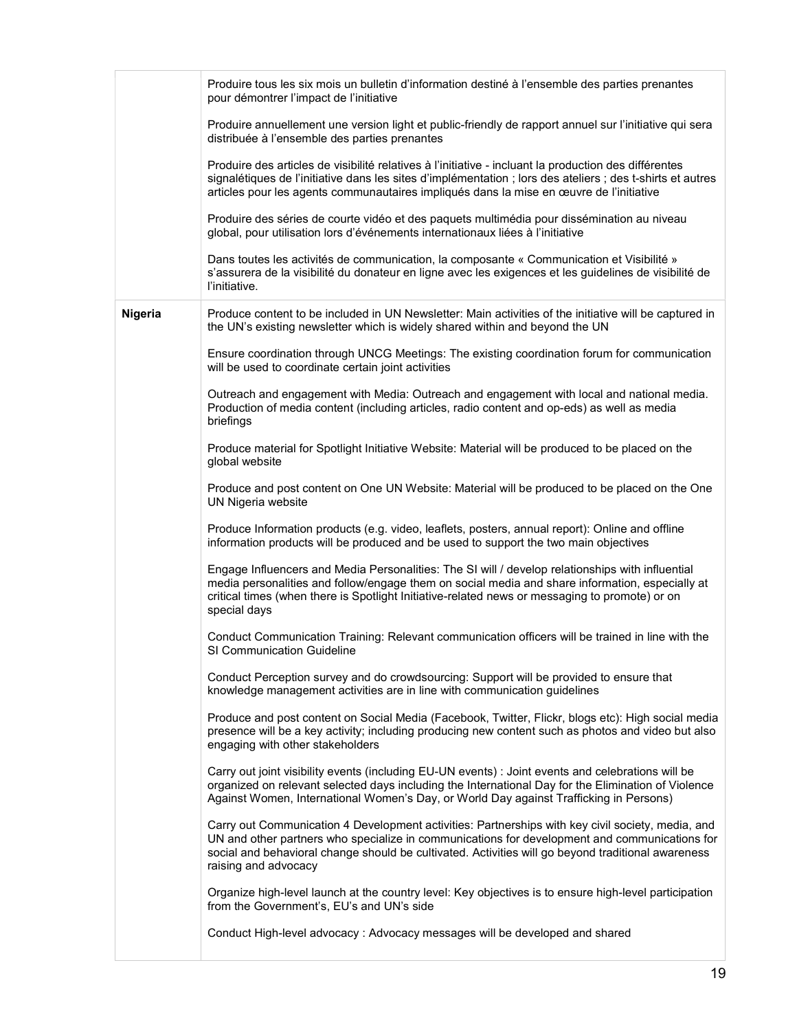| | |
|---|---|
| | Produire tous les six mois un bulletin d'information destiné à l'ensemble des parties prenantes pour démontrer l'impact de l'initiative<br><br>Produire annuellement une version light et public-friendly de rapport annuel sur l'initiative qui sera distribuée à l'ensemble des parties prenantes<br><br>Produire des articles de visibilité relatives à l'initiative - incluant la production des différentes signalétiques de l'initiative dans les sites d'implémentation ; lors des ateliers ; des t-shirts et autres articles pour les agents communautaires impliqués dans la mise en œuvre de l'initiative<br><br>Produire des séries de courte vidéo et des paquets multimédia pour dissémination au niveau global, pour utilisation lors d'événements internationaux liées à l'initiative<br><br>Dans toutes les activités de communication, la composante « Communication et Visibilité » s'assurera de la visibilité du donateur en ligne avec les exigences et les guidelines de visibilité de l'initiative. |
| **Nigeria** | Produce content to be included in UN Newsletter: Main activities of the initiative will be captured in the UN's existing newsletter which is widely shared within and beyond the UN<br><br>Ensure coordination through UNCG Meetings: The existing coordination forum for communication will be used to coordinate certain joint activities<br><br>Outreach and engagement with Media: Outreach and engagement with local and national media. Production of media content (including articles, radio content and op-eds) as well as media briefings<br><br>Produce material for Spotlight Initiative Website: Material will be produced to be placed on the global website<br><br>Produce and post content on One UN Website: Material will be produced to be placed on the One UN Nigeria website<br><br>Produce Information products (e.g. video, leaflets, posters, annual report): Online and offline information products will be produced and be used to support the two main objectives<br><br>Engage Influencers and Media Personalities: The SI will / develop relationships with influential media personalities and follow/engage them on social media and share information, especially at critical times (when there is Spotlight Initiative-related news or messaging to promote) or on special days<br><br>Conduct Communication Training: Relevant communication officers will be trained in line with the SI Communication Guideline<br><br>Conduct Perception survey and do crowdsourcing: Support will be provided to ensure that knowledge management activities are in line with communication guidelines<br><br>Produce and post content on Social Media (Facebook, Twitter, Flickr, blogs etc): High social media presence will be a key activity; including producing new content such as photos and video but also engaging with other stakeholders<br><br>Carry out joint visibility events (including EU-UN events) : Joint events and celebrations will be organized on relevant selected days including the International Day for the Elimination of Violence Against Women, International Women's Day, or World Day against Trafficking in Persons)<br><br>Carry out Communication 4 Development activities: Partnerships with key civil society, media, and UN and other partners who specialize in communications for development and communications for social and behavioral change should be cultivated. Activities will go beyond traditional awareness raising and advocacy<br><br>Organize high-level launch at the country level: Key objectives is to ensure high-level participation from the Government's, EU's and UN's side<br><br>Conduct High-level advocacy : Advocacy messages will be developed and shared |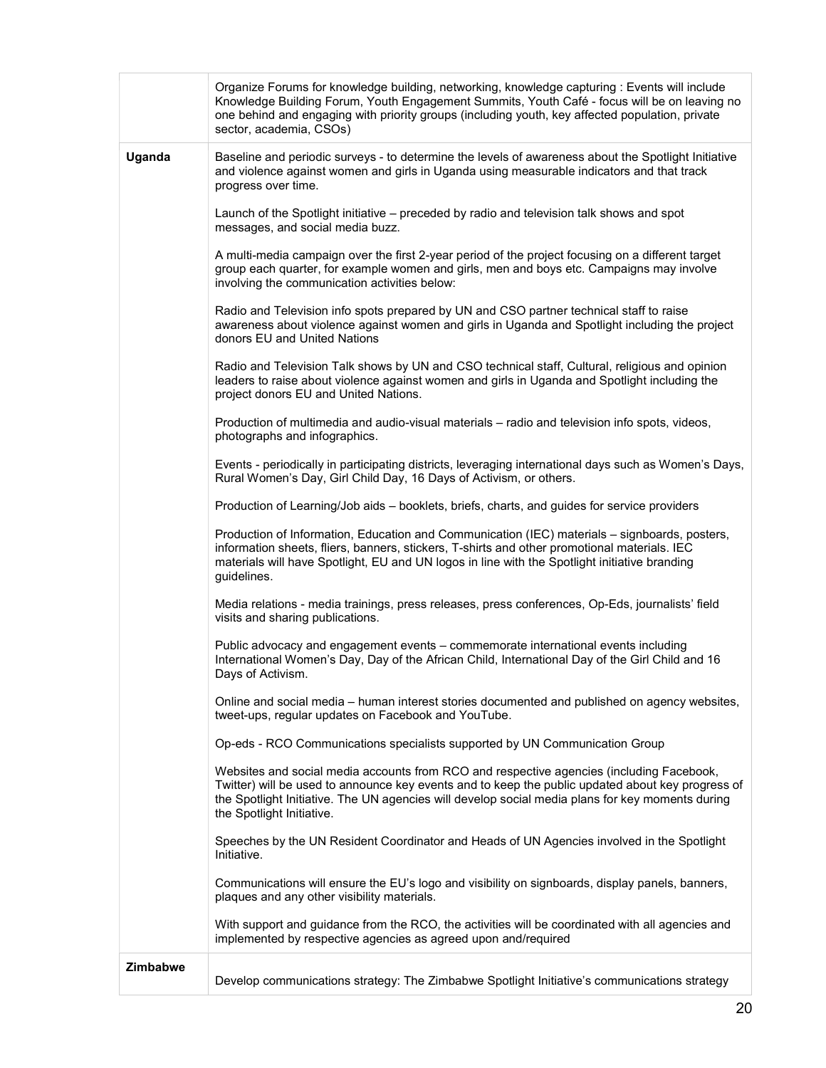| | |
|---|---|
| | Organize Forums for knowledge building, networking, knowledge capturing : Events will include Knowledge Building Forum, Youth Engagement Summits, Youth Café - focus will be on leaving no one behind and engaging with priority groups (including youth, key affected population, private sector, academia, CSOs) |
| **Uganda** | Baseline and periodic surveys - to determine the levels of awareness about the Spotlight Initiative and violence against women and girls in Uganda using measurable indicators and that track progress over time.<br><br>Launch of the Spotlight initiative – preceded by radio and television talk shows and spot messages, and social media buzz.<br><br>A multi-media campaign over the first 2-year period of the project focusing on a different target group each quarter, for example women and girls, men and boys etc. Campaigns may involve involving the communication activities below:<br><br>Radio and Television info spots prepared by UN and CSO partner technical staff to raise awareness about violence against women and girls in Uganda and Spotlight including the project donors EU and United Nations<br><br>Radio and Television Talk shows by UN and CSO technical staff, Cultural, religious and opinion leaders to raise about violence against women and girls in Uganda and Spotlight including the project donors EU and United Nations.<br><br>Production of multimedia and audio-visual materials – radio and television info spots, videos, photographs and infographics.<br><br>Events - periodically in participating districts, leveraging international days such as Women's Days, Rural Women's Day, Girl Child Day, 16 Days of Activism, or others.<br><br>Production of Learning/Job aids – booklets, briefs, charts, and guides for service providers<br><br>Production of Information, Education and Communication (IEC) materials – signboards, posters, information sheets, fliers, banners, stickers, T-shirts and other promotional materials. IEC materials will have Spotlight, EU and UN logos in line with the Spotlight initiative branding guidelines.<br><br>Media relations - media trainings, press releases, press conferences, Op-Eds, journalists' field visits and sharing publications.<br><br>Public advocacy and engagement events – commemorate international events including International Women's Day, Day of the African Child, International Day of the Girl Child and 16 Days of Activism.<br><br>Online and social media – human interest stories documented and published on agency websites, tweet-ups, regular updates on Facebook and YouTube.<br><br>Op-eds - RCO Communications specialists supported by UN Communication Group<br><br>Websites and social media accounts from RCO and respective agencies (including Facebook, Twitter) will be used to announce key events and to keep the public updated about key progress of the Spotlight Initiative. The UN agencies will develop social media plans for key moments during the Spotlight Initiative.<br><br>Speeches by the UN Resident Coordinator and Heads of UN Agencies involved in the Spotlight Initiative.<br><br>Communications will ensure the EU's logo and visibility on signboards, display panels, banners, plaques and any other visibility materials.<br><br>With support and guidance from the RCO, the activities will be coordinated with all agencies and implemented by respective agencies as agreed upon and/required |
| **Zimbabwe** | Develop communications strategy: The Zimbabwe Spotlight Initiative's communications strategy |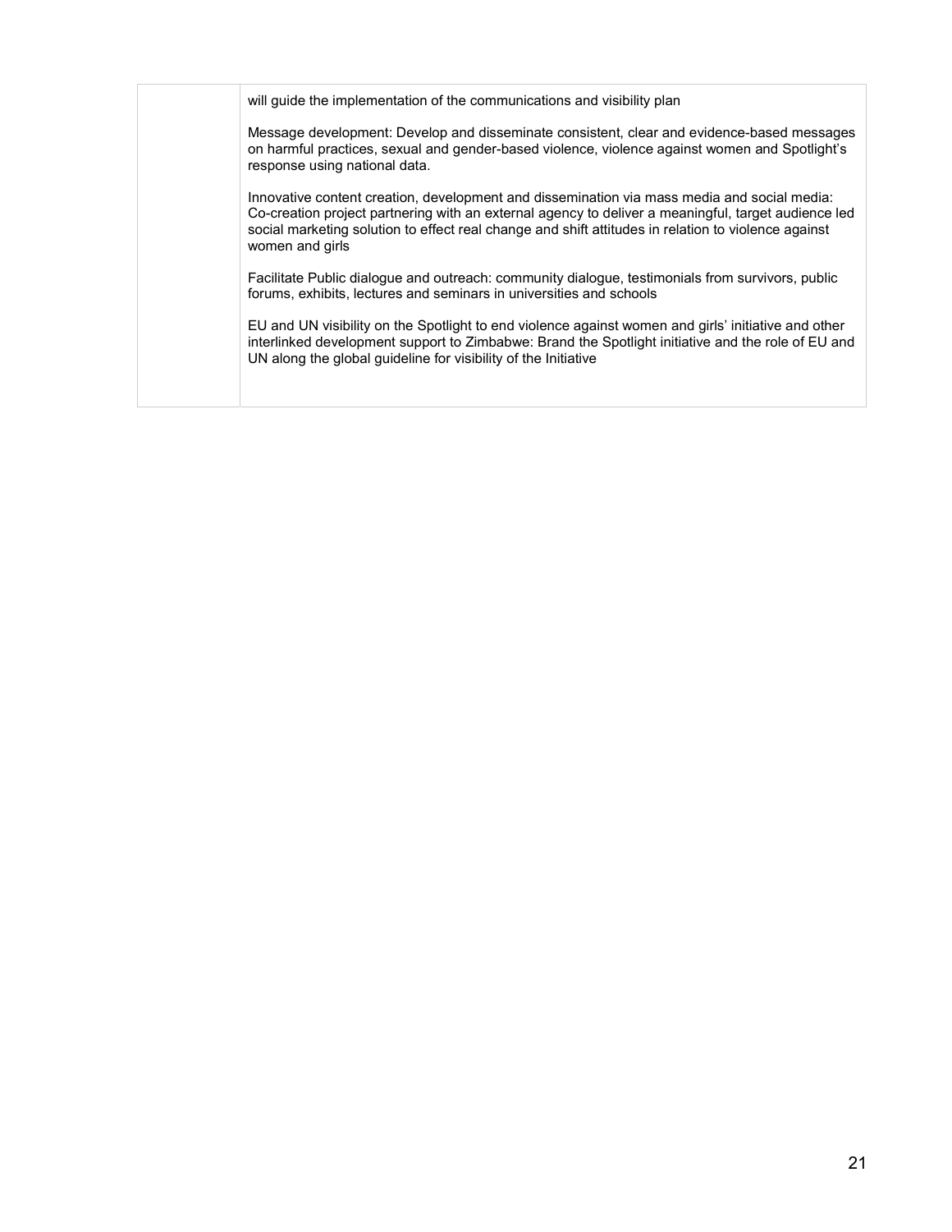| | |
|---|---|
| | will guide the implementation of the communications and visibility plan<br><br>Message development: Develop and disseminate consistent, clear and evidence-based messages on harmful practices, sexual and gender-based violence, violence against women and Spotlight's response using national data.<br><br>Innovative content creation, development and dissemination via mass media and social media: Co-creation project partnering with an external agency to deliver a meaningful, target audience led social marketing solution to effect real change and shift attitudes in relation to violence against women and girls<br><br>Facilitate Public dialogue and outreach: community dialogue, testimonials from survivors, public forums, exhibits, lectures and seminars in universities and schools<br><br>EU and UN visibility on the Spotlight to end violence against women and girls' initiative and other interlinked development support to Zimbabwe: Brand the Spotlight initiative and the role of EU and UN along the global guideline for visibility of the Initiative |